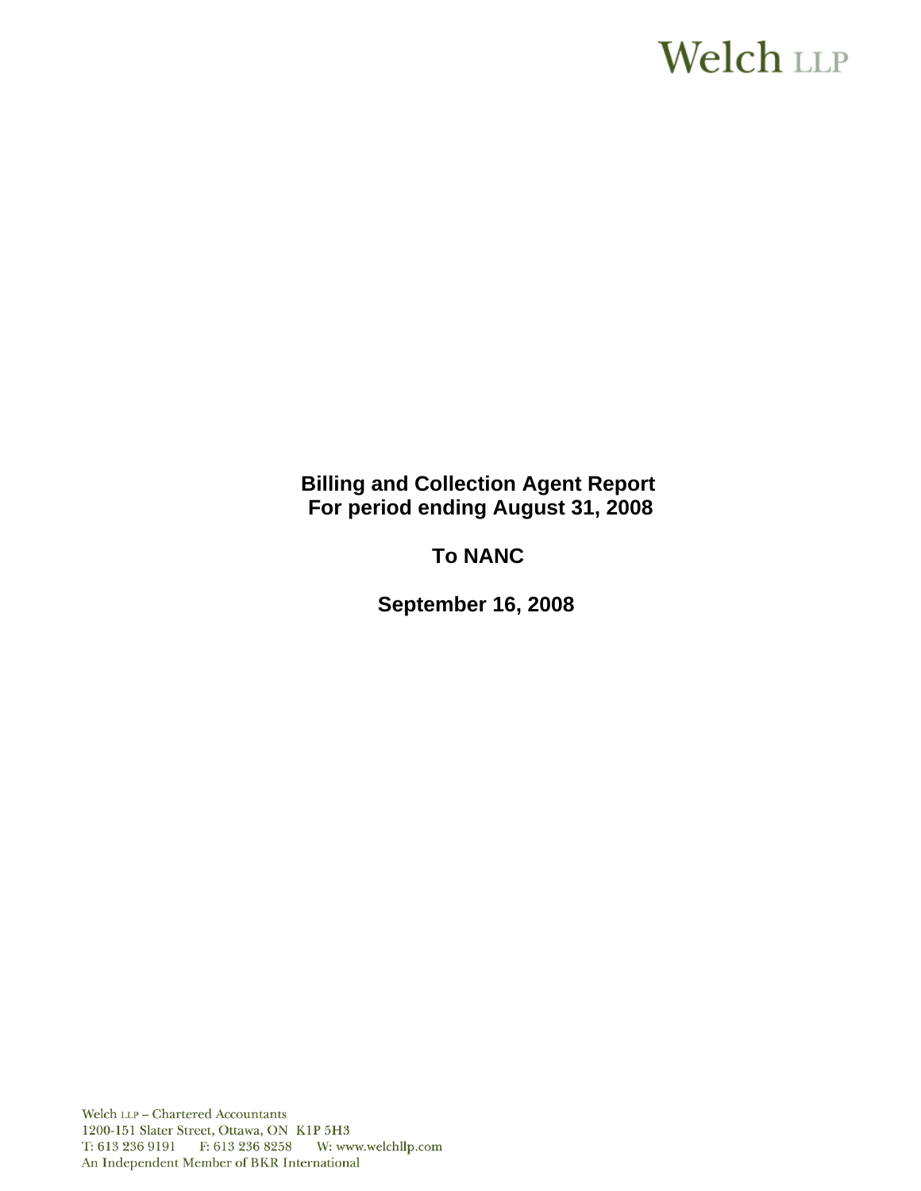Welch LLP

**Billing and Collection Agent Report**
**For period ending August 31, 2008**

**To NANC**

**September 16, 2008**

Welch LLP – Chartered Accountants
1200-151 Slater Street, Ottawa, ON K1P 5H3
T: 613 236 9191 F: 613 236 8258 W: www.welchllp.com
An Independent Member of BKR International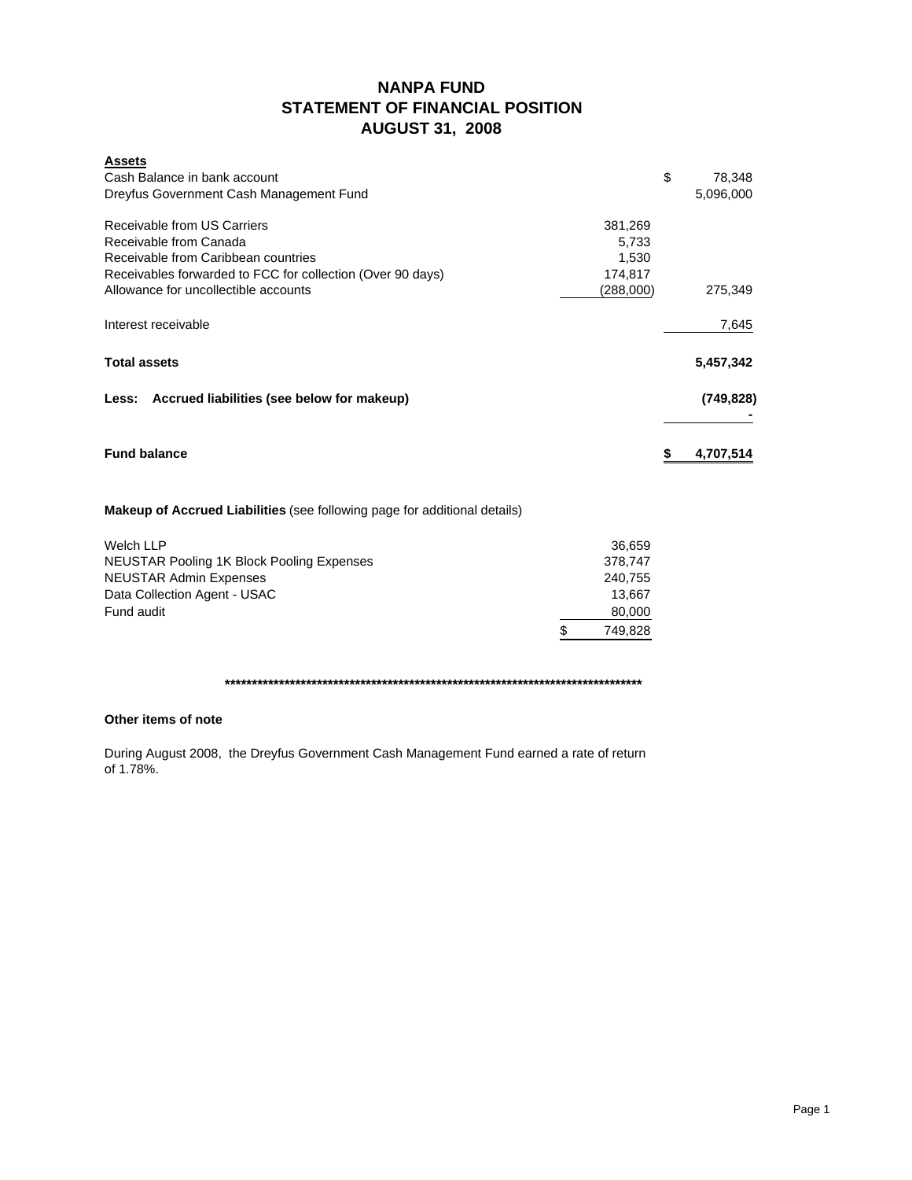# NANPA FUND
## STATEMENT OF FINANCIAL POSITION
## AUGUST 31, 2008

| **Assets** | | |
|---|---|---|
| Cash Balance in bank account | | $ 78,348 |
| Dreyfus Government Cash Management Fund | | 5,096,000 |
| | | |
| Receivable from US Carriers | 381,269 | |
| Receivable from Canada | 5,733 | |
| Receivable from Caribbean countries | 1,530 | |
| Receivables forwarded to FCC for collection (Over 90 days) | 174,817 | |
| Allowance for uncollectible accounts | (288,000) | 275,349 |
| | | |
| Interest receivable | | 7,645 |
| | | |
| **Total assets** | | **5,457,342** |
| | | |
| **Less: Accrued liabilities (see below for makeup)** | | **(749,828)** |
| | | **-** |
| | | |
| **Fund balance** | | **$ 4,707,514** |

**Makeup of Accrued Liabilities** (see following page for additional details)

| | |
|---|---|
| Welch LLP | 36,659 |
| NEUSTAR Pooling 1K Block Pooling Expenses | 378,747 |
| NEUSTAR Admin Expenses | 240,755 |
| Data Collection Agent - USAC | 13,667 |
| Fund audit | 80,000 |
| | $ 749,828 |

*********************************************************************************

**Other items of note**

During August 2008, the Dreyfus Government Cash Management Fund earned a rate of return of 1.78%.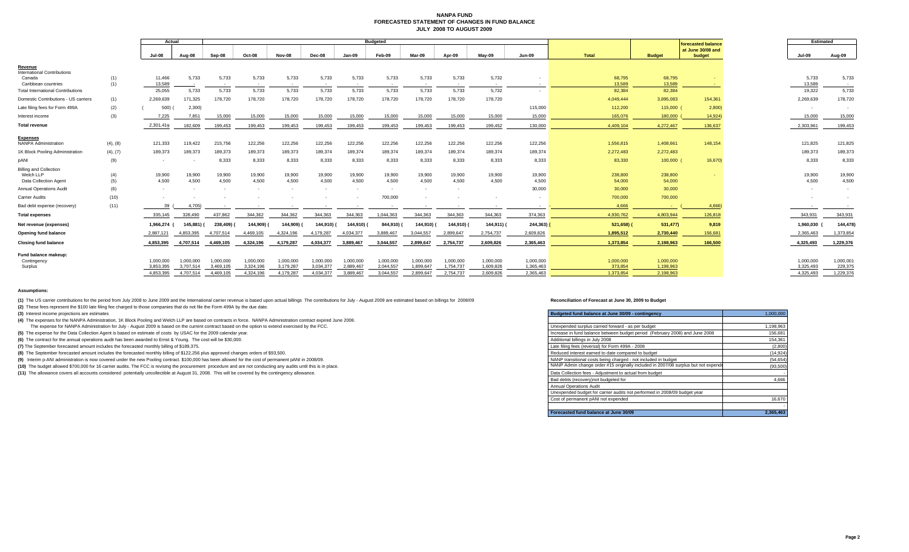# NANPA FUND
## FORECASTED STATEMENT OF CHANGES IN FUND BALANCE
### JULY 2008 TO AUGUST 2009

| | | Actual | | Budgeted | | | | | | | | | | | | | forecasted balance | Estimated | |
|---|---|---|---|---|---|---|---|---|---|---|---|---|---|---|---|---|---|---|---|
| | | Jul-08 | Aug-08 | Sep-08 | Oct-08 | Nov-08 | Dec-08 | Jan-09 | Feb-09 | Mar-09 | Apr-09 | May-09 | Jun-09 | Total | Budget | at June 30/08 and budget | Jul-09 | Aug-09 |
| **Revenue** | | | | | | | | | | | | | | | | | | |
| International Contributions | | | | | | | | | | | | | | | | | | |
| Canada | (1) | 11,466 | 5,733 | 5,733 | 5,733 | 5,733 | 5,733 | 5,733 | 5,733 | 5,733 | 5,733 | 5,732 | - | 68,795 | 68,795 | - | 5,733 | 5,733 |
| Caribbean countries | (1) | 13,589 | - | - | - | - | - | - | - | - | - | - | - | 13,589 | 13,589 | - | 13,589 | - |
| Total International Contributions | | 25,055 | 5,733 | 5,733 | 5,733 | 5,733 | 5,733 | 5,733 | 5,733 | 5,733 | 5,733 | 5,732 | - | 82,384 | 82,384 | | 19,322 | 5,733 |
| Domestic Contributions - US carriers | (1) | 2,269,639 | 171,325 | 178,720 | 178,720 | 178,720 | 178,720 | 178,720 | 178,720 | 178,720 | 178,720 | 178,720 | | 4,049,444 | 3,895,083 | 154,361 | 2,269,639 | 178,720 |
| Late filing fees for Form 499A | (2) | (500) | (2,300) | | | | | | | | | | 115,000 | 112,200 | 115,000 | (2,800) | - | - |
| Interest income | (3) | 7,225 | 7,851 | 15,000 | 15,000 | 15,000 | 15,000 | 15,000 | 15,000 | 15,000 | 15,000 | 15,000 | 15,000 | 165,076 | 180,000 | (14,924) | 15,000 | 15,000 |
| **Total revenue** | | 2,301,419 | 182,609 | 199,453 | 199,453 | 199,453 | 199,453 | 199,453 | 199,453 | 199,453 | 199,453 | 199,452 | 130,000 | 4,409,104 | 4,272,467 | 136,637 | 2,303,961 | 199,453 |
| **Expenses** | | | | | | | | | | | | | | | | | | |
| NANPA Administration | (4), (8) | 121,333 | 119,422 | 215,756 | 122,256 | 122,256 | 122,256 | 122,256 | 122,256 | 122,256 | 122,256 | 122,256 | 122,256 | 1,556,815 | 1,408,661 | 148,154 | 121,825 | 121,825 |
| 1K Block Pooling Administration | (4), (7) | 189,373 | 189,373 | 189,373 | 189,373 | 189,373 | 189,374 | 189,374 | 189,374 | 189,374 | 189,374 | 189,374 | 189,374 | 2,272,483 | 2,272,483 | | 189,373 | 189,373 |
| pANI | (9) | - | - | 8,333 | 8,333 | 8,333 | 8,333 | 8,333 | 8,333 | 8,333 | 8,333 | 8,333 | 8,333 | 83,330 | 100,000 | (16,670) | 8,333 | 8,333 |
| Billing and Collection | | | | | | | | | | | | | | | | | | |
| Welch LLP | (4) | 19,900 | 19,900 | 19,900 | 19,900 | 19,900 | 19,900 | 19,900 | 19,900 | 19,900 | 19,900 | 19,900 | 19,900 | 238,800 | 238,800 | - | 19,900 | 19,900 |
| Data Collection Agent | (5) | 4,500 | 4,500 | 4,500 | 4,500 | 4,500 | 4,500 | 4,500 | 4,500 | 4,500 | 4,500 | 4,500 | 4,500 | 54,000 | 54,000 | | 4,500 | 4,500 |
| Annual Operations Audit | (6) | - | - | - | - | - | - | - | - | - | - | | 30,000 | 30,000 | 30,000 | | - | - |
| Carrier Audits | (10) | - | - | - | - | - | - | - | 700,000 | - | - | - | - | 700,000 | 700,000 | | - | - |
| Bad debt expense (recovery) | (11) | 39 | (4,705) | - | - | - | - | - | - | - | - | - | - | 4,666 | - | (4,666) | - | - |
| **Total expenses** | | 335,145 | 328,490 | 437,862 | 344,362 | 344,362 | 344,363 | 344,363 | 1,044,363 | 344,363 | 344,363 | 344,363 | 374,363 | 4,930,762 | 4,803,944 | 126,818 | 343,931 | 343,931 |
| **Net revenue (expenses)** | | 1,966,274 | (145,881) | (238,409) | (144,909) | (144,909) | (144,910) | (144,910) | (844,910) | (144,910) | (144,910) | (144,911) | (244,363) | (521,658) | (531,477) | 9,819 | 1,960,030 | (144,478) |
| **Opening fund balance** | | 2,887,121 | 4,853,395 | 4,707,514 | 4,469,105 | 4,324,196 | 4,179,287 | 4,034,377 | 3,889,467 | 3,044,557 | 2,899,647 | 2,754,737 | 2,609,826 | 1,895,512 | 2,730,440 | 156,681 | 2,365,463 | 1,373,854 |
| **Closing fund balance** | | 4,853,395 | 4,707,514 | 4,469,105 | 4,324,196 | 4,179,287 | 4,034,377 | 3,889,467 | 3,044,557 | 2,899,647 | 2,754,737 | 2,609,826 | 2,365,463 | 1,373,854 | 2,198,963 | 166,500 | 4,325,493 | 1,229,376 |
| **Fund balance makeup:** | | | | | | | | | | | | | | | | | | |
| Contingency | | 1,000,000 | 1,000,000 | 1,000,000 | 1,000,000 | 1,000,000 | 1,000,000 | 1,000,000 | 1,000,000 | 1,000,000 | 1,000,000 | 1,000,000 | 1,000,000 | 1,000,000 | 1,000,000 | | 1,000,000 | 1,000,001 |
| Surplus | | 3,853,395 | 3,707,514 | 3,469,105 | 3,324,196 | 3,179,287 | 3,034,377 | 2,889,467 | 2,044,557 | 1,899,647 | 1,754,737 | 1,609,826 | 1,365,463 | 373,854 | 1,198,963 | | 3,325,493 | 229,375 |
| | | 4,853,395 | 4,707,514 | 4,469,105 | 4,324,196 | 4,179,287 | 4,034,377 | 3,889,467 | 3,044,557 | 2,899,647 | 2,754,737 | 2,609,826 | 2,365,463 | 1,373,854 | 2,198,963 | | 4,325,493 | 1,229,376 |

**Assumptions:**

**(1)** The US carrier contributions for the period from July 2008 to June 2009 and the International carrier revenue is based upon actual billings The contributions for July - August 2009 are estimated based on billings for 2008/09

**(2)** These fees represent the $100 late filing fee charged to those companies that do not file the Form 499A by the due date.

**(3)** Interest income projections are estimates

**(4)** The expenses for the NANPA Administration, 1K Block Pooling and Welch LLP are based on contracts in force. NANPA Administration contract expired June 2008.
The expense for NANPA Administration for July - August 2009 is based on the current contract based on the option to extend exercised by the FCC.

**(5)** The expense for the Data Collection Agent is based on estimate of costs by USAC for the 2009 calendar year.

**(6)** The contract for the annual operations audit has been awarded to Ernst & Young. The cost will be $30,000.

**(7)** The September forecasted amount includes the forecasted monthly billing of $189,375.

**(8)** The September forecasted amount includes the forecasted monthly billing of $122,256 plus approved changes orders of $93,500.

**(9)** Interim p-ANI administration is now covered under the new Pooling contract. $100,000 has been allowed for the cost of permanent pANI in 2008/09.

**(10)** The budget allowed $700,000 for 16 carrier audits. The FCC is revising the procurement procedure and are not conducting any audits until this is in place.

**(11)** The allowance covers all accounts considered potentially uncollectible at August 31, 2008. This will be covered by the contingency allowance.

**Reconciliation of Forecast at June 30, 2009 to Budget**

| Budgeted fund balance at June 30/09 - contingency | 1,000,000 |
|---|---|
| | |
| Unexpended surplus carried forward - as per budget | 1,198,963 |
| Increase in fund balance between budget period (February 2008) and June 2008 | 156,681 |
| Additional billings in July 2008 | 154,361 |
| Late filing fees (reversal) for Form 499A - 2008 | (2,800) |
| Reduced interest earned to date compared to budget | (14,924) |
| NANP transitional costs being charged - not included in budget | (54,654) |
| NANP Admin change order #15 originally included in 2007/08 surplus but not expended | (93,500) |
| Data Collection fees - Adjustment to actual from budget | - |
| Bad debts (recovery)not budgeted for | 4,666 |
| Annual Operations Audit | |
| Unexpended budget for carrier audits not performed in 2008/09 budget year | |
| Cost of permanent pANI not expended | 16,670 |
| | - |
| **Forecasted fund balance at June 30/09** | **2,365,463** |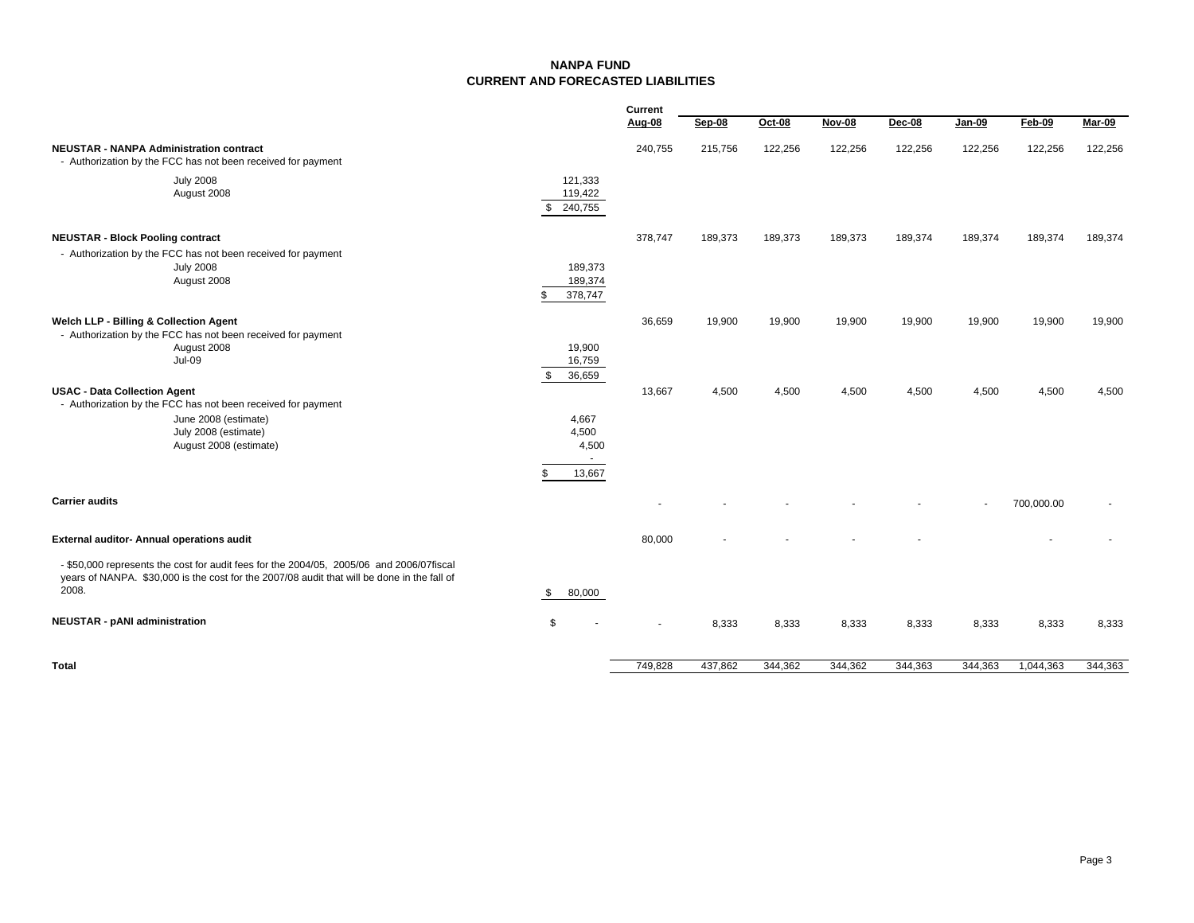# NANPA FUND
## CURRENT AND FORECASTED LIABILITIES

| | | Current Aug-08 | Sep-08 | Oct-08 | Nov-08 | Dec-08 | Jan-09 | Feb-09 | Mar-09 |
|---|---|---|---|---|---|---|---|---|---|
| **NEUSTAR - NANPA Administration contract** | | 240,755 | 215,756 | 122,256 | 122,256 | 122,256 | 122,256 | 122,256 | 122,256 |
| - Authorization by the FCC has not been received for payment | | | | | | | | | |
| July 2008 | 121,333 | | | | | | | | |
| August 2008 | 119,422 | | | | | | | | |
| | $ 240,755 | | | | | | | | |
| **NEUSTAR - Block Pooling contract** | | 378,747 | 189,373 | 189,373 | 189,373 | 189,374 | 189,374 | 189,374 | 189,374 |
| - Authorization by the FCC has not been received for payment | | | | | | | | | |
| July 2008 | 189,373 | | | | | | | | |
| August 2008 | 189,374 | | | | | | | | |
| | $ 378,747 | | | | | | | | |
| **Welch LLP - Billing & Collection Agent** | | 36,659 | 19,900 | 19,900 | 19,900 | 19,900 | 19,900 | 19,900 | 19,900 |
| - Authorization by the FCC has not been received for payment | | | | | | | | | |
| August 2008 | 19,900 | | | | | | | | |
| Jul-09 | 16,759 | | | | | | | | |
| | $ 36,659 | | | | | | | | |
| **USAC - Data Collection Agent** | | 13,667 | 4,500 | 4,500 | 4,500 | 4,500 | 4,500 | 4,500 | 4,500 |
| - Authorization by the FCC has not been received for payment | | | | | | | | | |
| June 2008 (estimate) | 4,667 | | | | | | | | |
| July 2008 (estimate) | 4,500 | | | | | | | | |
| August 2008 (estimate) | 4,500 | | | | | | | | |
| | - | | | | | | | | |
| | $ 13,667 | | | | | | | | |
| **Carrier audits** | | - | - | - | - | - | - | 700,000.00 | - |
| **External auditor- Annual operations audit** | | 80,000 | - | - | - | - | | - | - |
| - $50,000 represents the cost for audit fees for the 2004/05, 2005/06 and 2006/07fiscal years of NANPA. $30,000 is the cost for the 2007/08 audit that will be done in the fall of 2008. | $ 80,000 | | | | | | | | |
| **NEUSTAR - pANI administration** | $ - | - | 8,333 | 8,333 | 8,333 | 8,333 | 8,333 | 8,333 | 8,333 |
| **Total** | | 749,828 | 437,862 | 344,362 | 344,362 | 344,363 | 344,363 | 1,044,363 | 344,363 |